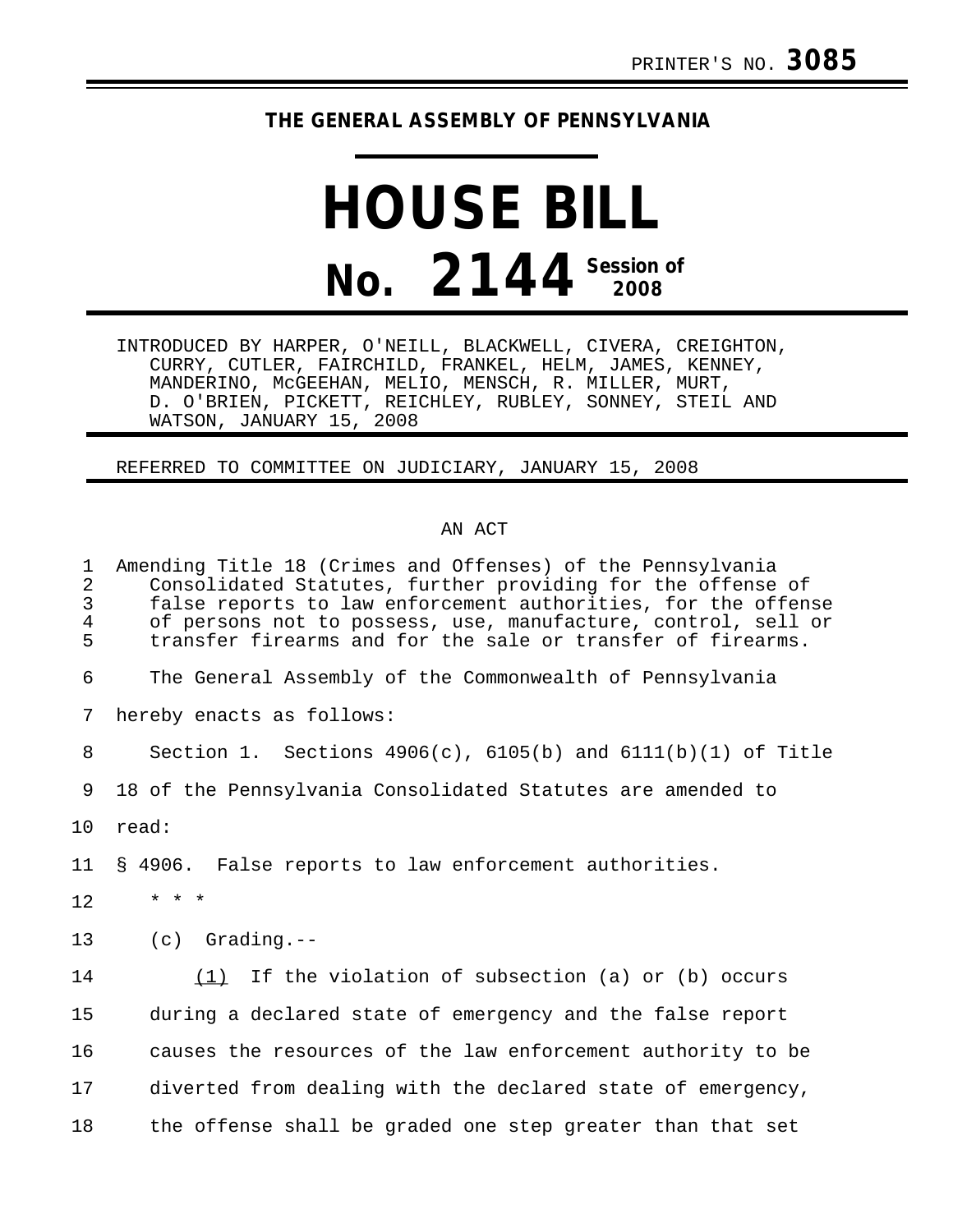PRINTER'S NO. **3085**

**THE GENERAL ASSEMBLY OF PENNSYLVANIA**

# HOUSE BILL

# No. 2144 Session of 2008

INTRODUCED BY HARPER, O'NEILL, BLACKWELL, CIVERA, CREIGHTON, CURRY, CUTLER, FAIRCHILD, FRANKEL, HELM, JAMES, KENNEY, MANDERINO, McGEEHAN, MELIO, MENSCH, R. MILLER, MURT, D. O'BRIEN, PICKETT, REICHLEY, RUBLEY, SONNEY, STEIL AND WATSON, JANUARY 15, 2008

REFERRED TO COMMITTEE ON JUDICIARY, JANUARY 15, 2008

AN ACT

Amending Title 18 (Crimes and Offenses) of the Pennsylvania Consolidated Statutes, further providing for the offense of false reports to law enforcement authorities, for the offense of persons not to possess, use, manufacture, control, sell or transfer firearms and for the sale or transfer of firearms.

The General Assembly of the Commonwealth of Pennsylvania hereby enacts as follows:

Section 1. Sections 4906(c), 6105(b) and 6111(b)(1) of Title 18 of the Pennsylvania Consolidated Statutes are amended to read:

§ 4906. False reports to law enforcement authorities.

\* \* \*

(c) Grading.--

(1) If the violation of subsection (a) or (b) occurs during a declared state of emergency and the false report causes the resources of the law enforcement authority to be diverted from dealing with the declared state of emergency, the offense shall be graded one step greater than that set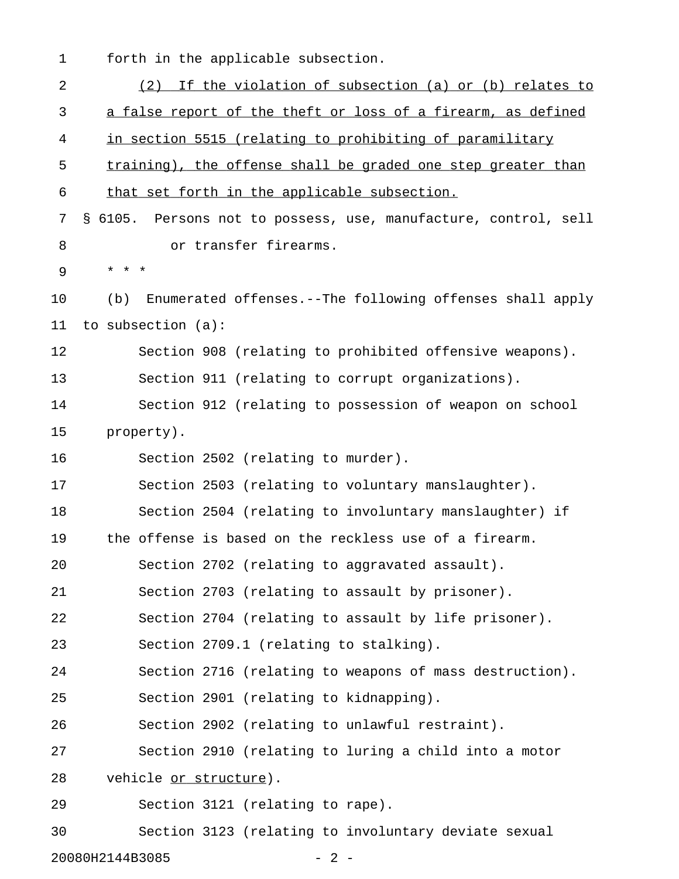forth in the applicable subsection.

<u>(2) If the violation of subsection (a) or (b) relates to a false report of the theft or loss of a firearm, as defined in section 5515 (relating to prohibiting of paramilitary training), the offense shall be graded one step greater than that set forth in the applicable subsection.</u>

§ 6105. Persons not to possess, use, manufacture, control, sell or transfer firearms.

* * *

(b) Enumerated offenses.--The following offenses shall apply to subsection (a):

Section 908 (relating to prohibited offensive weapons).

Section 911 (relating to corrupt organizations).

Section 912 (relating to possession of weapon on school property).

Section 2502 (relating to murder).

Section 2503 (relating to voluntary manslaughter).

Section 2504 (relating to involuntary manslaughter) if the offense is based on the reckless use of a firearm.

Section 2702 (relating to aggravated assault).

Section 2703 (relating to assault by prisoner).

Section 2704 (relating to assault by life prisoner).

Section 2709.1 (relating to stalking).

Section 2716 (relating to weapons of mass destruction).

Section 2901 (relating to kidnapping).

Section 2902 (relating to unlawful restraint).

Section 2910 (relating to luring a child into a motor vehicle <u>or structure</u>).

Section 3121 (relating to rape).

Section 3123 (relating to involuntary deviate sexual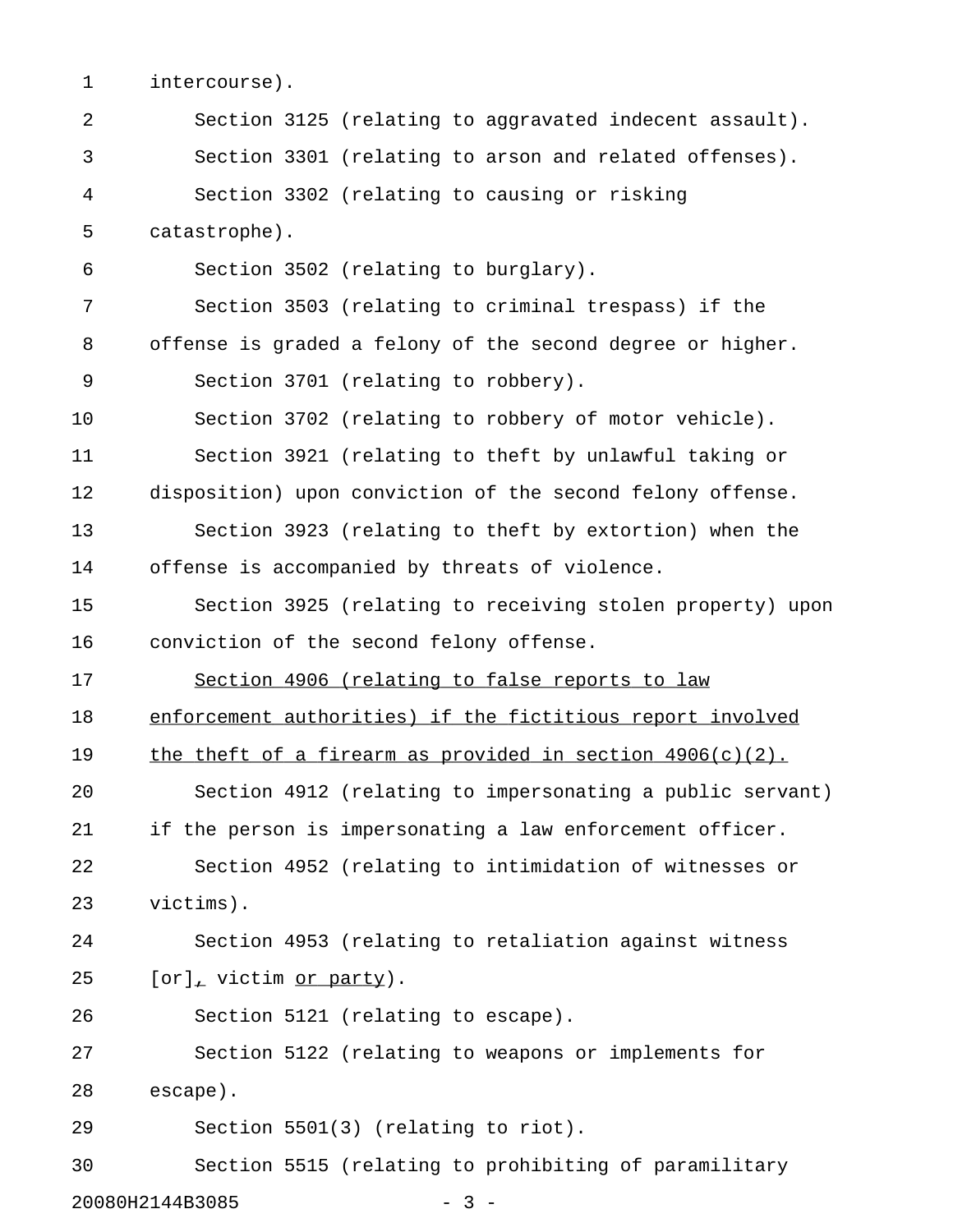intercourse).

Section 3125 (relating to aggravated indecent assault).

Section 3301 (relating to arson and related offenses).

Section 3302 (relating to causing or risking catastrophe).

Section 3502 (relating to burglary).

Section 3503 (relating to criminal trespass) if the offense is graded a felony of the second degree or higher.

Section 3701 (relating to robbery).

Section 3702 (relating to robbery of motor vehicle).

Section 3921 (relating to theft by unlawful taking or disposition) upon conviction of the second felony offense.

Section 3923 (relating to theft by extortion) when the offense is accompanied by threats of violence.

Section 3925 (relating to receiving stolen property) upon conviction of the second felony offense.

<u>Section 4906 (relating to false reports to law enforcement authorities) if the fictitious report involved the theft of a firearm as provided in section 4906(c)(2).</u>

Section 4912 (relating to impersonating a public servant) if the person is impersonating a law enforcement officer.

Section 4952 (relating to intimidation of witnesses or victims).

Section 4953 (relating to retaliation against witness [or]<u>,</u> victim <u>or party</u>).

Section 5121 (relating to escape).

Section 5122 (relating to weapons or implements for escape).

Section 5501(3) (relating to riot).

Section 5515 (relating to prohibiting of paramilitary

20080H2144B3085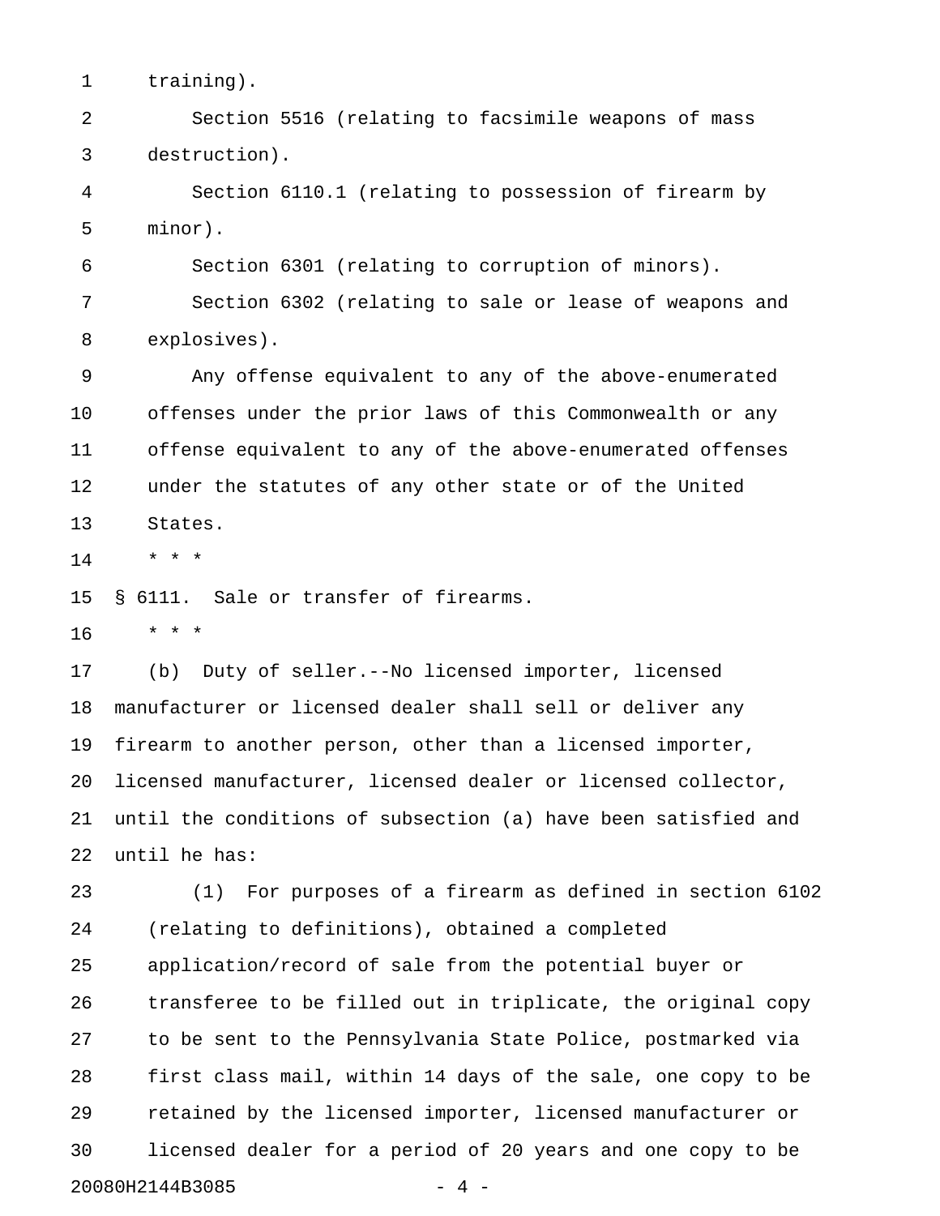training).

Section 5516 (relating to facsimile weapons of mass destruction).

Section 6110.1 (relating to possession of firearm by minor).

Section 6301 (relating to corruption of minors).

Section 6302 (relating to sale or lease of weapons and explosives).

Any offense equivalent to any of the above-enumerated offenses under the prior laws of this Commonwealth or any offense equivalent to any of the above-enumerated offenses under the statutes of any other state or of the United States.

\* \* \*

§ 6111. Sale or transfer of firearms.

\* \* \*

(b) Duty of seller.--No licensed importer, licensed manufacturer or licensed dealer shall sell or deliver any firearm to another person, other than a licensed importer, licensed manufacturer, licensed dealer or licensed collector, until the conditions of subsection (a) have been satisfied and until he has:

(1) For purposes of a firearm as defined in section 6102 (relating to definitions), obtained a completed application/record of sale from the potential buyer or transferee to be filled out in triplicate, the original copy to be sent to the Pennsylvania State Police, postmarked via first class mail, within 14 days of the sale, one copy to be retained by the licensed importer, licensed manufacturer or licensed dealer for a period of 20 years and one copy to be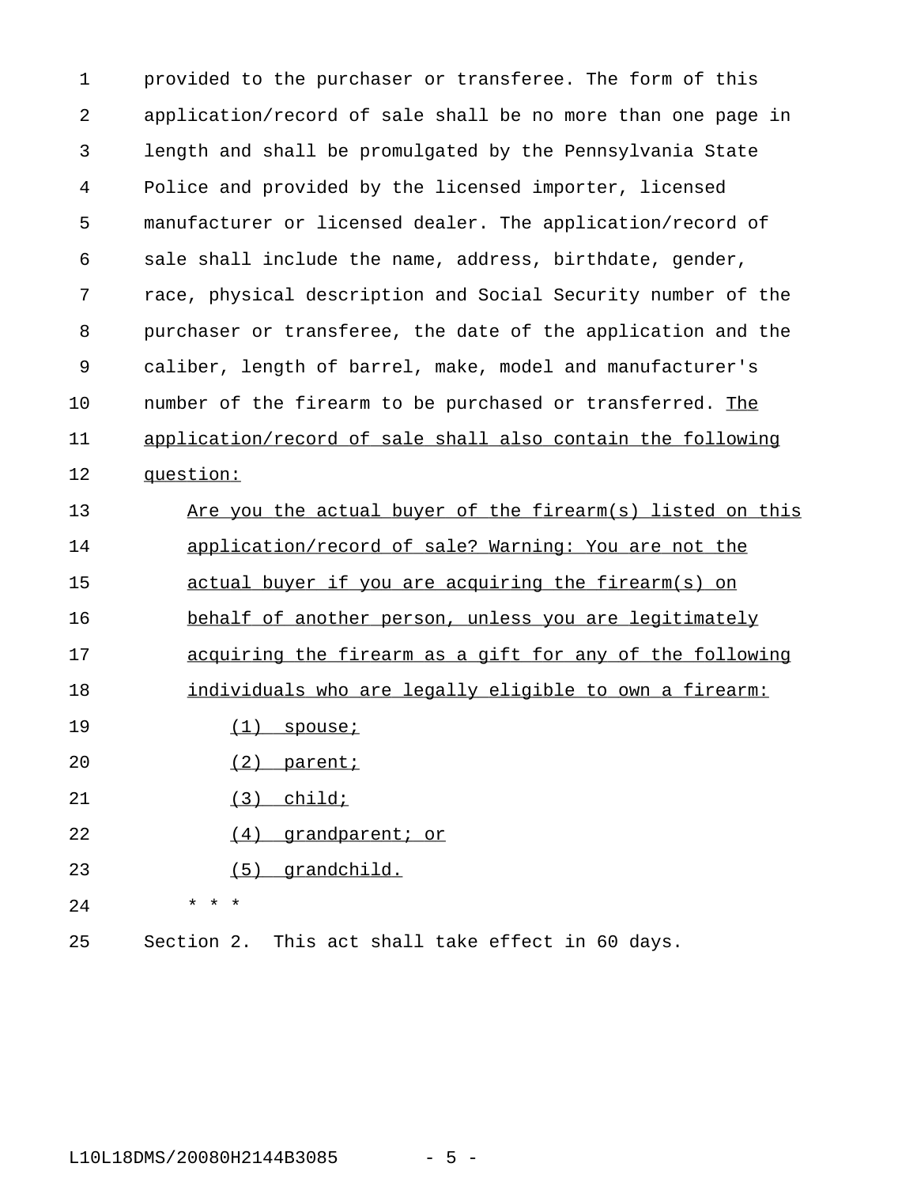provided to the purchaser or transferee. The form of this application/record of sale shall be no more than one page in length and shall be promulgated by the Pennsylvania State Police and provided by the licensed importer, licensed manufacturer or licensed dealer. The application/record of sale shall include the name, address, birthdate, gender, race, physical description and Social Security number of the purchaser or transferee, the date of the application and the caliber, length of barrel, make, model and manufacturer's number of the firearm to be purchased or transferred. <u>The application/record of sale shall also contain the following question:</u>

> <u>Are you the actual buyer of the firearm(s) listed on this application/record of sale? Warning: You are not the actual buyer if you are acquiring the firearm(s) on behalf of another person, unless you are legitimately acquiring the firearm as a gift for any of the following individuals who are legally eligible to own a firearm:</u>
>
> <u>(1) spouse;</u>
>
> <u>(2) parent;</u>
>
> <u>(3) child;</u>
>
> <u>(4) grandparent; or</u>
>
> <u>(5) grandchild.</u>

\* \* \*

Section 2. This act shall take effect in 60 days.

L10L18DMS/20080H2144B3085